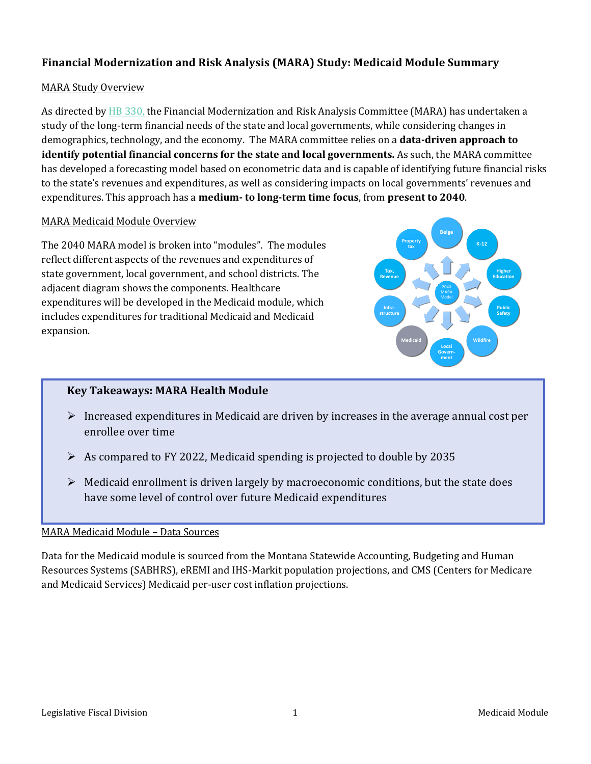# Financial Modernization and Risk Analysis (MARA) Study: Medicaid Module Summary

## MARA Study Overview

As directed by HB 330, the Financial Modernization and Risk Analysis Committee (MARA) has undertaken a study of the long-term financial needs of the state and local governments, while considering changes in demographics, technology, and the economy. The MARA committee relies on a **data-driven approach to identify potential financial concerns for the state and local governments.** As such, the MARA committee has developed a forecasting model based on econometric data and is capable of identifying future financial risks to the state's revenues and expenditures, as well as considering impacts on local governments' revenues and expenditures. This approach has a **medium- to long-term time focus**, from **present to 2040**.

## MARA Medicaid Module Overview

The 2040 MARA model is broken into "modules". The modules reflect different aspects of the revenues and expenditures of state government, local government, and school districts. The adjacent diagram shows the components. Healthcare expenditures will be developed in the Medicaid module, which includes expenditures for traditional Medicaid and Medicaid expansion.

### Key Takeaways: MARA Health Module

- Increased expenditures in Medicaid are driven by increases in the average annual cost per enrollee over time
- As compared to FY 2022, Medicaid spending is projected to double by 2035
- Medicaid enrollment is driven largely by macroeconomic conditions, but the state does have some level of control over future Medicaid expenditures

## MARA Medicaid Module – Data Sources

Data for the Medicaid module is sourced from the Montana Statewide Accounting, Budgeting and Human Resources Systems (SABHRS), eREMI and IHS-Markit population projections, and CMS (Centers for Medicare and Medicaid Services) Medicaid per-user cost inflation projections.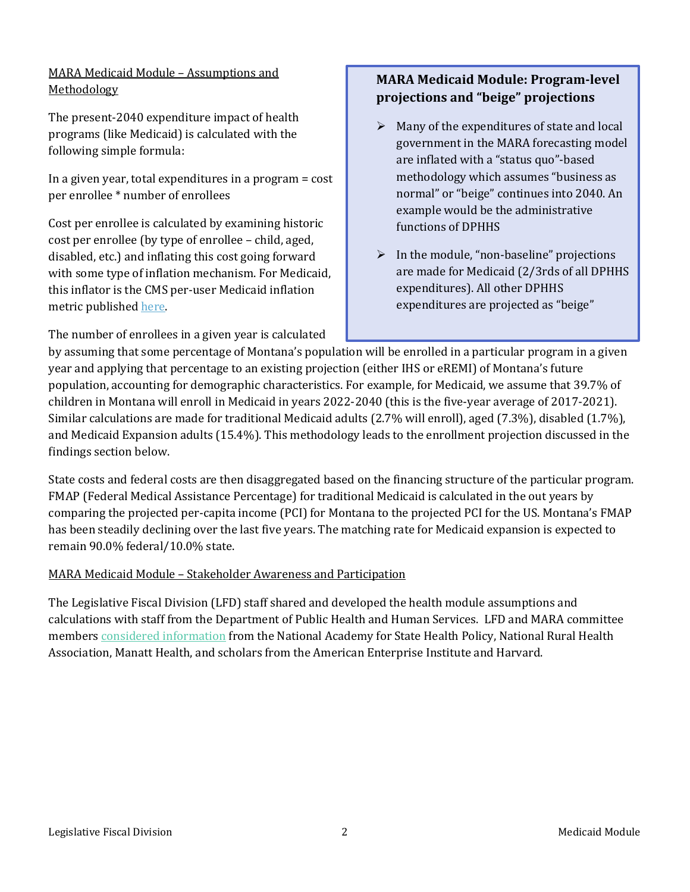<u>MARA Medicaid Module – Assumptions and Methodology</u>

The present-2040 expenditure impact of health programs (like Medicaid) is calculated with the following simple formula:

In a given year, total expenditures in a program = cost per enrollee * number of enrollees

Cost per enrollee is calculated by examining historic cost per enrollee (by type of enrollee – child, aged, disabled, etc.) and inflating this cost going forward with some type of inflation mechanism. For Medicaid, this inflator is the CMS per-user Medicaid inflation metric published here.

The number of enrollees in a given year is calculated by assuming that some percentage of Montana's population will be enrolled in a particular program in a given year and applying that percentage to an existing projection (either IHS or eREMI) of Montana's future population, accounting for demographic characteristics. For example, for Medicaid, we assume that 39.7% of children in Montana will enroll in Medicaid in years 2022-2040 (this is the five-year average of 2017-2021). Similar calculations are made for traditional Medicaid adults (2.7% will enroll), aged (7.3%), disabled (1.7%), and Medicaid Expansion adults (15.4%). This methodology leads to the enrollment projection discussed in the findings section below.

> **MARA Medicaid Module: Program-level projections and "beige" projections**
>
> - Many of the expenditures of state and local government in the MARA forecasting model are inflated with a "status quo"-based methodology which assumes "business as normal" or "beige" continues into 2040. An example would be the administrative functions of DPHHS
> - In the module, "non-baseline" projections are made for Medicaid (2/3rds of all DPHHS expenditures). All other DPHHS expenditures are projected as "beige"

State costs and federal costs are then disaggregated based on the financing structure of the particular program. FMAP (Federal Medical Assistance Percentage) for traditional Medicaid is calculated in the out years by comparing the projected per-capita income (PCI) for Montana to the projected PCI for the US. Montana's FMAP has been steadily declining over the last five years. The matching rate for Medicaid expansion is expected to remain 90.0% federal/10.0% state.

<u>MARA Medicaid Module – Stakeholder Awareness and Participation</u>

The Legislative Fiscal Division (LFD) staff shared and developed the health module assumptions and calculations with staff from the Department of Public Health and Human Services. LFD and MARA committee members considered information from the National Academy for State Health Policy, National Rural Health Association, Manatt Health, and scholars from the American Enterprise Institute and Harvard.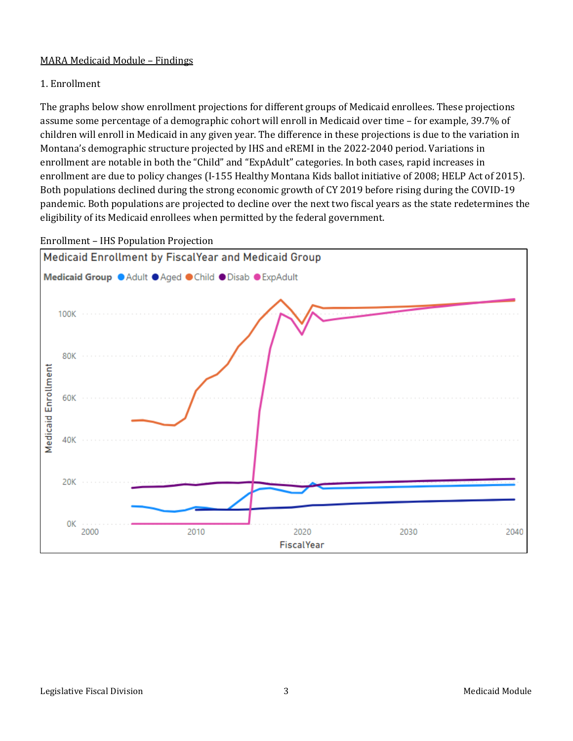MARA Medicaid Module – Findings

1. Enrollment

The graphs below show enrollment projections for different groups of Medicaid enrollees. These projections assume some percentage of a demographic cohort will enroll in Medicaid over time – for example, 39.7% of children will enroll in Medicaid in any given year. The difference in these projections is due to the variation in Montana's demographic structure projected by IHS and eREMI in the 2022-2040 period. Variations in enrollment are notable in both the "Child" and "ExpAdult" categories. In both cases, rapid increases in enrollment are due to policy changes (I-155 Healthy Montana Kids ballot initiative of 2008; HELP Act of 2015). Both populations declined during the strong economic growth of CY 2019 before rising during the COVID-19 pandemic. Both populations are projected to decline over the next two fiscal years as the state redetermines the eligibility of its Medicaid enrollees when permitted by the federal government.

Enrollment – IHS Population Projection

Medicaid Enrollment by FiscalYear and Medicaid Group

Medicaid Group: Adult, Aged, Child, Disab, ExpAdult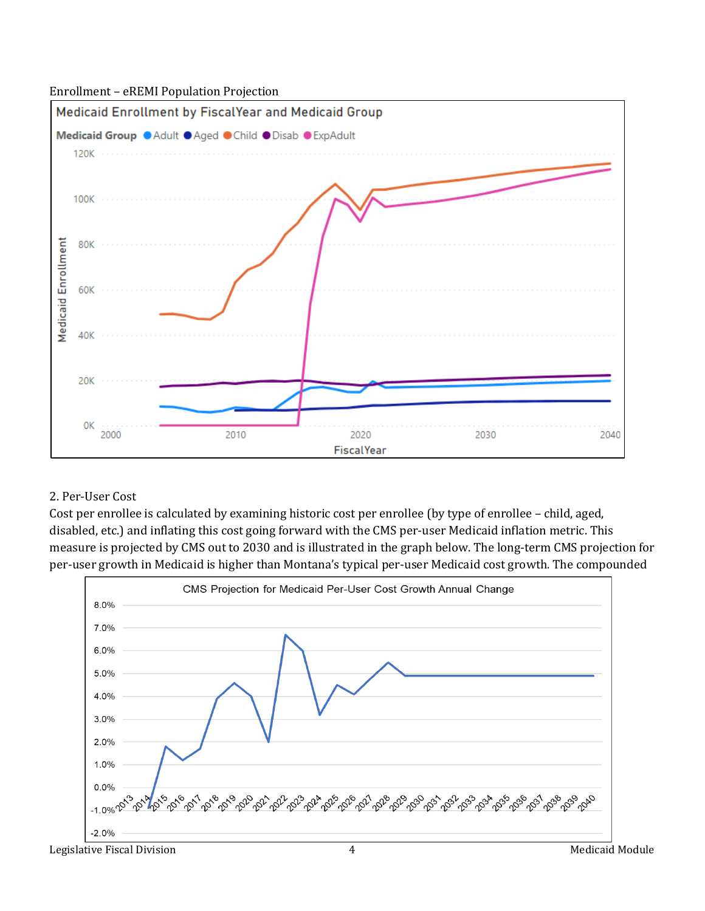Enrollment – eREMI Population Projection

2. Per-User Cost

Cost per enrollee is calculated by examining historic cost per enrollee (by type of enrollee – child, aged, disabled, etc.) and inflating this cost going forward with the CMS per-user Medicaid inflation metric. This measure is projected by CMS out to 2030 and is illustrated in the graph below. The long-term CMS projection for per-user growth in Medicaid is higher than Montana's typical per-user Medicaid cost growth. The compounded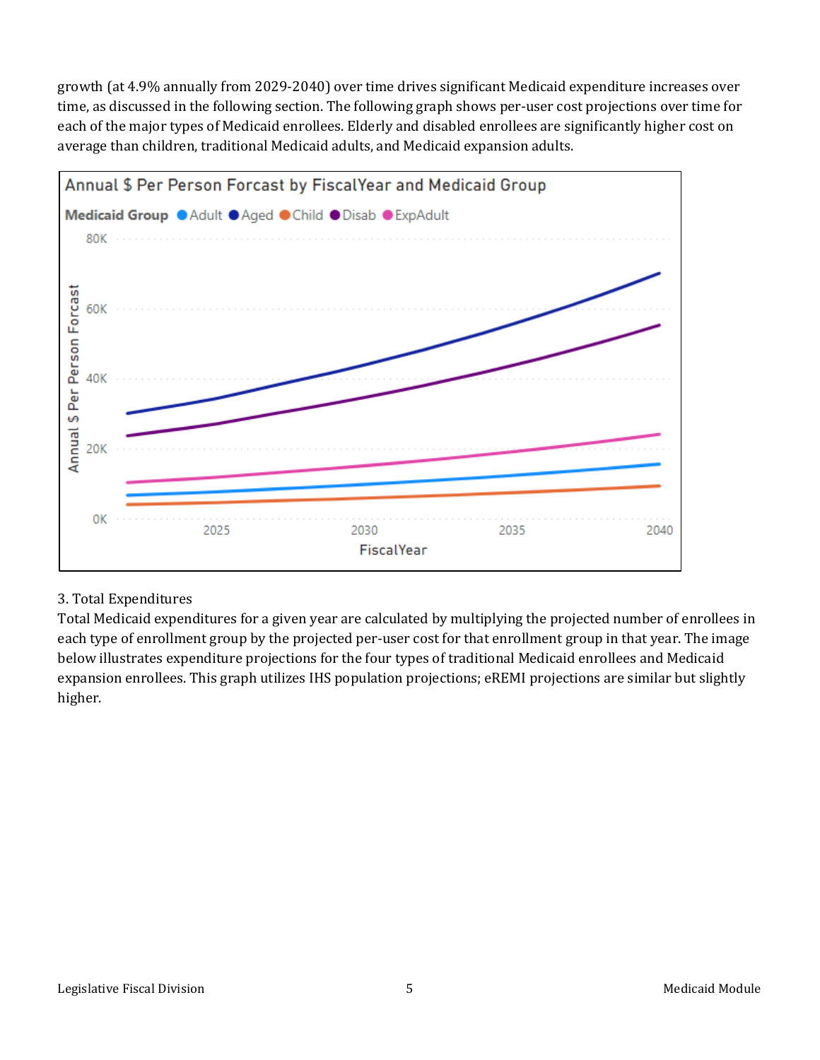growth (at 4.9% annually from 2029-2040) over time drives significant Medicaid expenditure increases over time, as discussed in the following section. The following graph shows per-user cost projections over time for each of the major types of Medicaid enrollees. Elderly and disabled enrollees are significantly higher cost on average than children, traditional Medicaid adults, and Medicaid expansion adults.

## 3. Total Expenditures

Total Medicaid expenditures for a given year are calculated by multiplying the projected number of enrollees in each type of enrollment group by the projected per-user cost for that enrollment group in that year. The image below illustrates expenditure projections for the four types of traditional Medicaid enrollees and Medicaid expansion enrollees. This graph utilizes IHS population projections; eREMI projections are similar but slightly higher.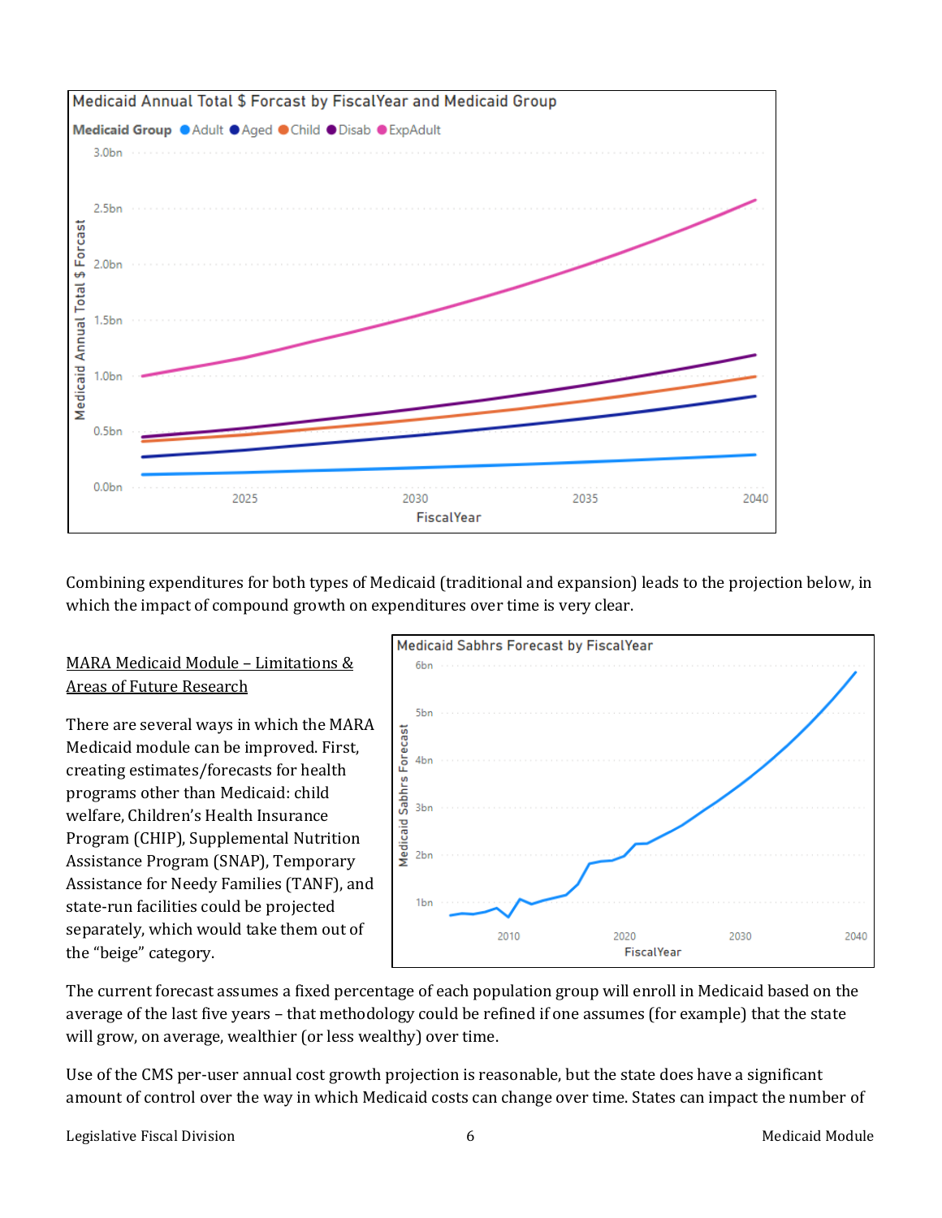Combining expenditures for both types of Medicaid (traditional and expansion) leads to the projection below, in which the impact of compound growth on expenditures over time is very clear.

## MARA Medicaid Module – Limitations & Areas of Future Research

There are several ways in which the MARA Medicaid module can be improved. First, creating estimates/forecasts for health programs other than Medicaid: child welfare, Children's Health Insurance Program (CHIP), Supplemental Nutrition Assistance Program (SNAP), Temporary Assistance for Needy Families (TANF), and state-run facilities could be projected separately, which would take them out of the "beige" category.

The current forecast assumes a fixed percentage of each population group will enroll in Medicaid based on the average of the last five years – that methodology could be refined if one assumes (for example) that the state will grow, on average, wealthier (or less wealthy) over time.

Use of the CMS per-user annual cost growth projection is reasonable, but the state does have a significant amount of control over the way in which Medicaid costs can change over time. States can impact the number of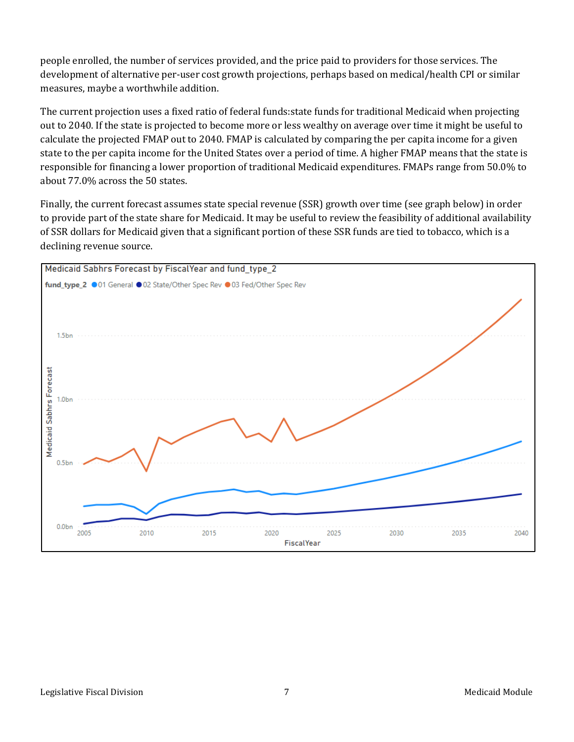people enrolled, the number of services provided, and the price paid to providers for those services. The development of alternative per-user cost growth projections, perhaps based on medical/health CPI or similar measures, maybe a worthwhile addition.

The current projection uses a fixed ratio of federal funds:state funds for traditional Medicaid when projecting out to 2040. If the state is projected to become more or less wealthy on average over time it might be useful to calculate the projected FMAP out to 2040. FMAP is calculated by comparing the per capita income for a given state to the per capita income for the United States over a period of time. A higher FMAP means that the state is responsible for financing a lower proportion of traditional Medicaid expenditures. FMAPs range from 50.0% to about 77.0% across the 50 states.

Finally, the current forecast assumes state special revenue (SSR) growth over time (see graph below) in order to provide part of the state share for Medicaid. It may be useful to review the feasibility of additional availability of SSR dollars for Medicaid given that a significant portion of these SSR funds are tied to tobacco, which is a declining revenue source.

Medicaid Sabhrs Forecast by FiscalYear and fund_type_2

fund_type_2 01 General 02 State/Other Spec Rev 03 Fed/Other Spec Rev

Medicaid Sabhrs Forecast

0.0bn
0.5bn
1.0bn
1.5bn

2005 2010 2015 2020 2025 2030 2035 2040

FiscalYear